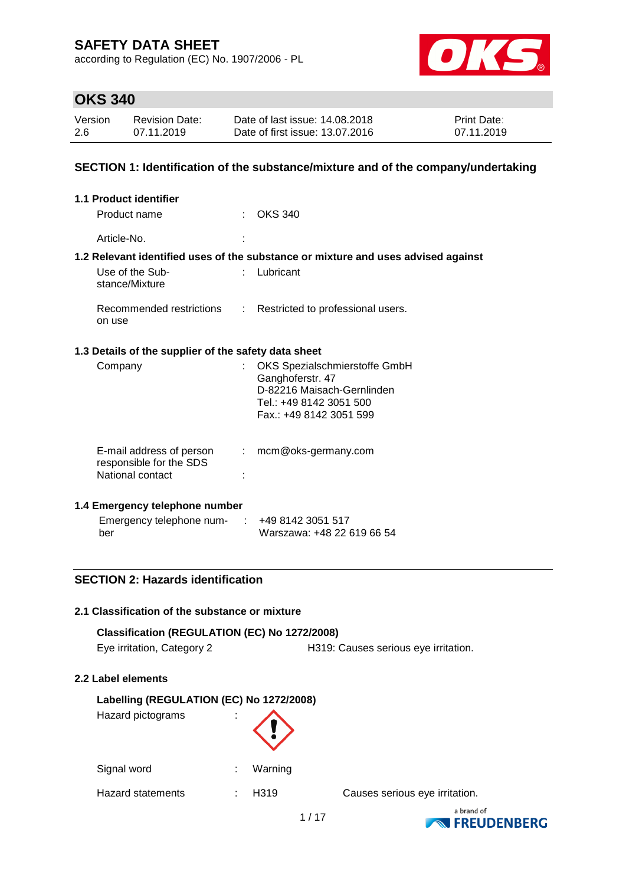# SAFETY DATA SHEET

according to Regulation (EC) No. 1907/2006 - PL

## OKS 340

| Version | Revision Date: | Date of last issue: 14.08.2018 | Print Date: |
|---|---|---|---|
| 2.6 | 07.11.2019 | Date of first issue: 13.07.2016 | 07.11.2019 |

## SECTION 1: Identification of the substance/mixture and of the company/undertaking

### 1.1 Product identifier

Product name : OKS 340

Article-No. :

### 1.2 Relevant identified uses of the substance or mixture and uses advised against

Use of the Substance/Mixture : Lubricant

Recommended restrictions on use : Restricted to professional users.

### 1.3 Details of the supplier of the safety data sheet

Company : OKS Spezialschmierstoffe GmbH
Ganghoferstr. 47
D-82216 Maisach-Gernlinden
Tel.: +49 8142 3051 500
Fax.: +49 8142 3051 599

E-mail address of person responsible for the SDS : mcm@oks-germany.com

National contact :

### 1.4 Emergency telephone number

Emergency telephone number : +49 8142 3051 517
Warszawa: +48 22 619 66 54

## SECTION 2: Hazards identification

### 2.1 Classification of the substance or mixture

**Classification (REGULATION (EC) No 1272/2008)**

Eye irritation, Category 2 H319: Causes serious eye irritation.

### 2.2 Label elements

**Labelling (REGULATION (EC) No 1272/2008)**

Hazard pictograms :

Signal word : Warning

Hazard statements : H319 Causes serious eye irritation.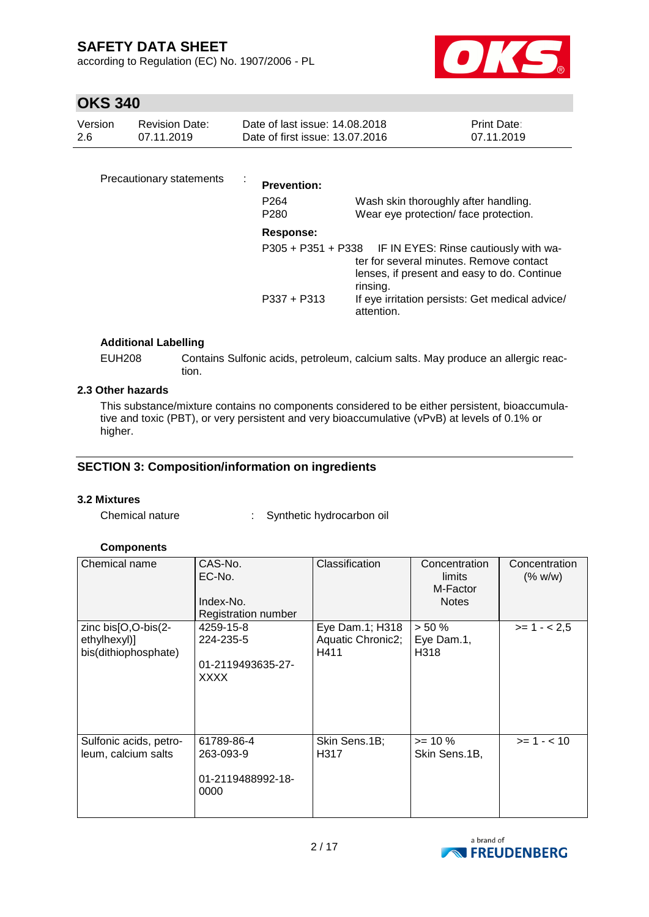Precautionary statements :

**Prevention:**

| | |
|---|---|
| P264 | Wash skin thoroughly after handling. |
| P280 | Wear eye protection/ face protection. |

**Response:**

| | |
|---|---|
| P305 + P351 + P338 | IF IN EYES: Rinse cautiously with water for several minutes. Remove contact lenses, if present and easy to do. Continue rinsing. |
| P337 + P313 | If eye irritation persists: Get medical advice/ attention. |

**Additional Labelling**

EUH208 Contains Sulfonic acids, petroleum, calcium salts. May produce an allergic reaction.

### 2.3 Other hazards

This substance/mixture contains no components considered to be either persistent, bioaccumulative and toxic (PBT), or very persistent and very bioaccumulative (vPvB) at levels of 0.1% or higher.

## SECTION 3: Composition/information on ingredients

### 3.2 Mixtures

Chemical nature : Synthetic hydrocarbon oil

**Components**

| Chemical name | CAS-No.<br>EC-No.<br><br>Index-No.<br>Registration number | Classification | Concentration limits<br>M-Factor<br>Notes | Concentration (% w/w) |
|---|---|---|---|---|
| zinc bis[O,O-bis(2-ethylhexyl)] bis(dithiophosphate) | 4259-15-8<br>224-235-5<br><br>01-2119493635-27-XXXX | Eye Dam.1; H318<br>Aquatic Chronic2; H411 | > 50 %<br>Eye Dam.1, H318 | >= 1 - < 2,5 |
| Sulfonic acids, petroleum, calcium salts | 61789-86-4<br>263-093-9<br><br>01-2119488992-18-0000 | Skin Sens.1B; H317 | >= 10 %<br>Skin Sens.1B, | >= 1 - < 10 |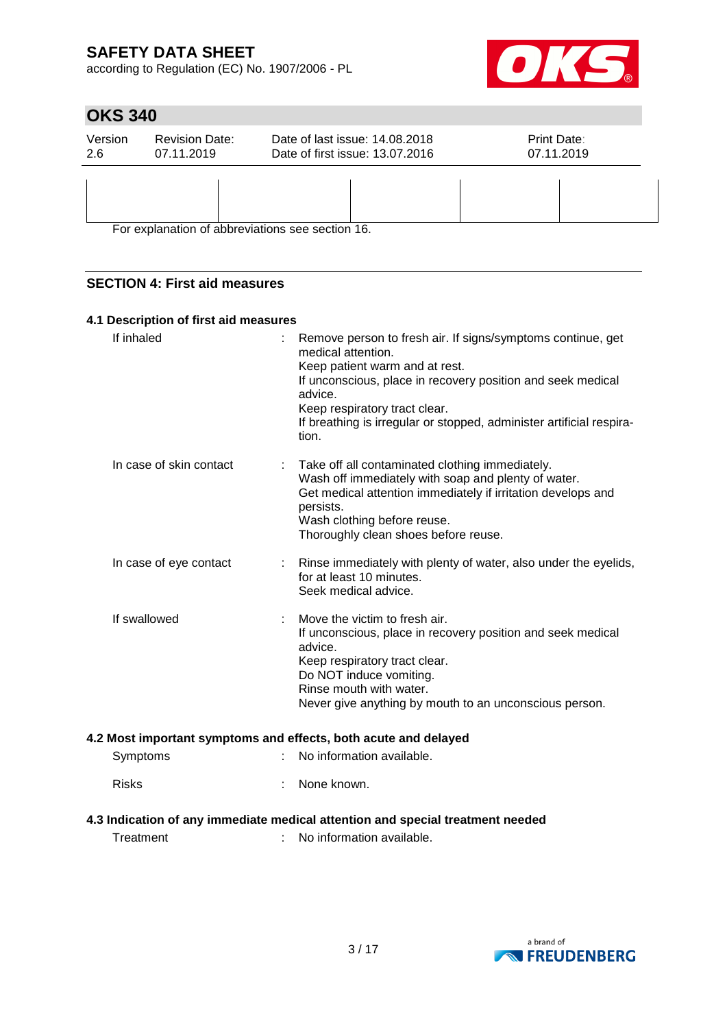For explanation of abbreviations see section 16.

## SECTION 4: First aid measures

### 4.1 Description of first aid measures

| | |
|---|---|
| If inhaled | Remove person to fresh air. If signs/symptoms continue, get medical attention.<br>Keep patient warm and at rest.<br>If unconscious, place in recovery position and seek medical advice.<br>Keep respiratory tract clear.<br>If breathing is irregular or stopped, administer artificial respiration. |
| In case of skin contact | Take off all contaminated clothing immediately.<br>Wash off immediately with soap and plenty of water.<br>Get medical attention immediately if irritation develops and persists.<br>Wash clothing before reuse.<br>Thoroughly clean shoes before reuse. |
| In case of eye contact | Rinse immediately with plenty of water, also under the eyelids, for at least 10 minutes.<br>Seek medical advice. |
| If swallowed | Move the victim to fresh air.<br>If unconscious, place in recovery position and seek medical advice.<br>Keep respiratory tract clear.<br>Do NOT induce vomiting.<br>Rinse mouth with water.<br>Never give anything by mouth to an unconscious person. |

### 4.2 Most important symptoms and effects, both acute and delayed

| | |
|---|---|
| Symptoms | No information available. |
| Risks | None known. |

### 4.3 Indication of any immediate medical attention and special treatment needed

| | |
|---|---|
| Treatment | No information available. |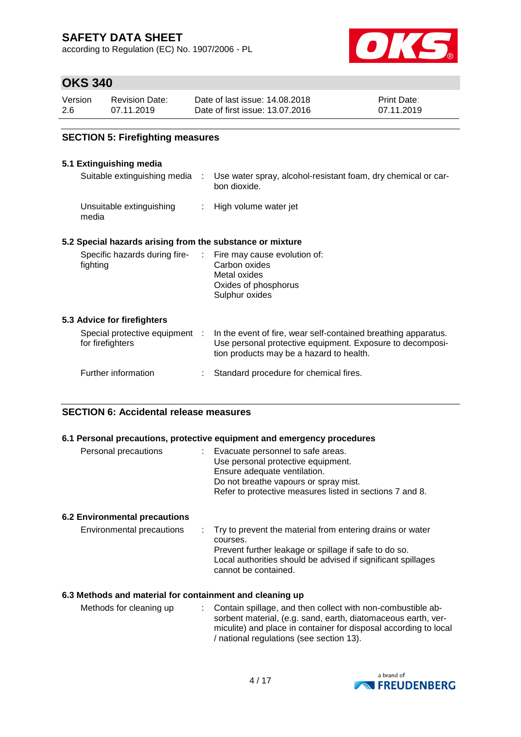## SECTION 5: Firefighting measures

### 5.1 Extinguishing media

| | | |
|---|---|---|
| Suitable extinguishing media | : | Use water spray, alcohol-resistant foam, dry chemical or carbon dioxide. |
| Unsuitable extinguishing media | : | High volume water jet |

### 5.2 Special hazards arising from the substance or mixture

| | | |
|---|---|---|
| Specific hazards during firefighting | : | Fire may cause evolution of:<br>Carbon oxides<br>Metal oxides<br>Oxides of phosphorus<br>Sulphur oxides |

### 5.3 Advice for firefighters

| | | |
|---|---|---|
| Special protective equipment for firefighters | : | In the event of fire, wear self-contained breathing apparatus. Use personal protective equipment. Exposure to decomposition products may be a hazard to health. |
| Further information | : | Standard procedure for chemical fires. |

## SECTION 6: Accidental release measures

### 6.1 Personal precautions, protective equipment and emergency procedures

| | | |
|---|---|---|
| Personal precautions | : | Evacuate personnel to safe areas.<br>Use personal protective equipment.<br>Ensure adequate ventilation.<br>Do not breathe vapours or spray mist.<br>Refer to protective measures listed in sections 7 and 8. |

### 6.2 Environmental precautions

| | | |
|---|---|---|
| Environmental precautions | : | Try to prevent the material from entering drains or water courses.<br>Prevent further leakage or spillage if safe to do so.<br>Local authorities should be advised if significant spillages cannot be contained. |

### 6.3 Methods and material for containment and cleaning up

| | | |
|---|---|---|
| Methods for cleaning up | : | Contain spillage, and then collect with non-combustible absorbent material, (e.g. sand, earth, diatomaceous earth, vermiculite) and place in container for disposal according to local / national regulations (see section 13). |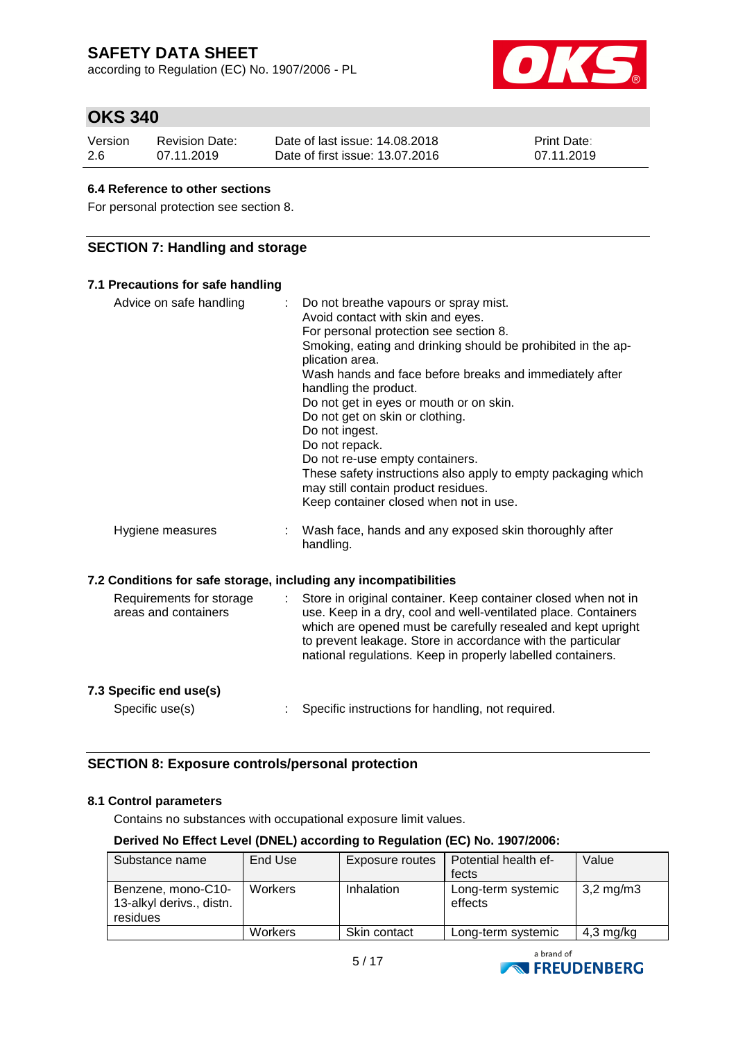### 6.4 Reference to other sections

For personal protection see section 8.

## SECTION 7: Handling and storage

### 7.1 Precautions for safe handling

Advice on safe handling : Do not breathe vapours or spray mist.
Avoid contact with skin and eyes.
For personal protection see section 8.
Smoking, eating and drinking should be prohibited in the application area.
Wash hands and face before breaks and immediately after handling the product.
Do not get in eyes or mouth or on skin.
Do not get on skin or clothing.
Do not ingest.
Do not repack.
Do not re-use empty containers.
These safety instructions also apply to empty packaging which may still contain product residues.
Keep container closed when not in use.

Hygiene measures : Wash face, hands and any exposed skin thoroughly after handling.

### 7.2 Conditions for safe storage, including any incompatibilities

Requirements for storage areas and containers : Store in original container. Keep container closed when not in use. Keep in a dry, cool and well-ventilated place. Containers which are opened must be carefully resealed and kept upright to prevent leakage. Store in accordance with the particular national regulations. Keep in properly labelled containers.

### 7.3 Specific end use(s)

Specific use(s) : Specific instructions for handling, not required.

## SECTION 8: Exposure controls/personal protection

### 8.1 Control parameters

Contains no substances with occupational exposure limit values.

**Derived No Effect Level (DNEL) according to Regulation (EC) No. 1907/2006:**

| Substance name | End Use | Exposure routes | Potential health effects | Value |
|---|---|---|---|---|
| Benzene, mono-C10-13-alkyl derivs., distn. residues | Workers | Inhalation | Long-term systemic effects | 3,2 mg/m3 |
| | Workers | Skin contact | Long-term systemic | 4,3 mg/kg |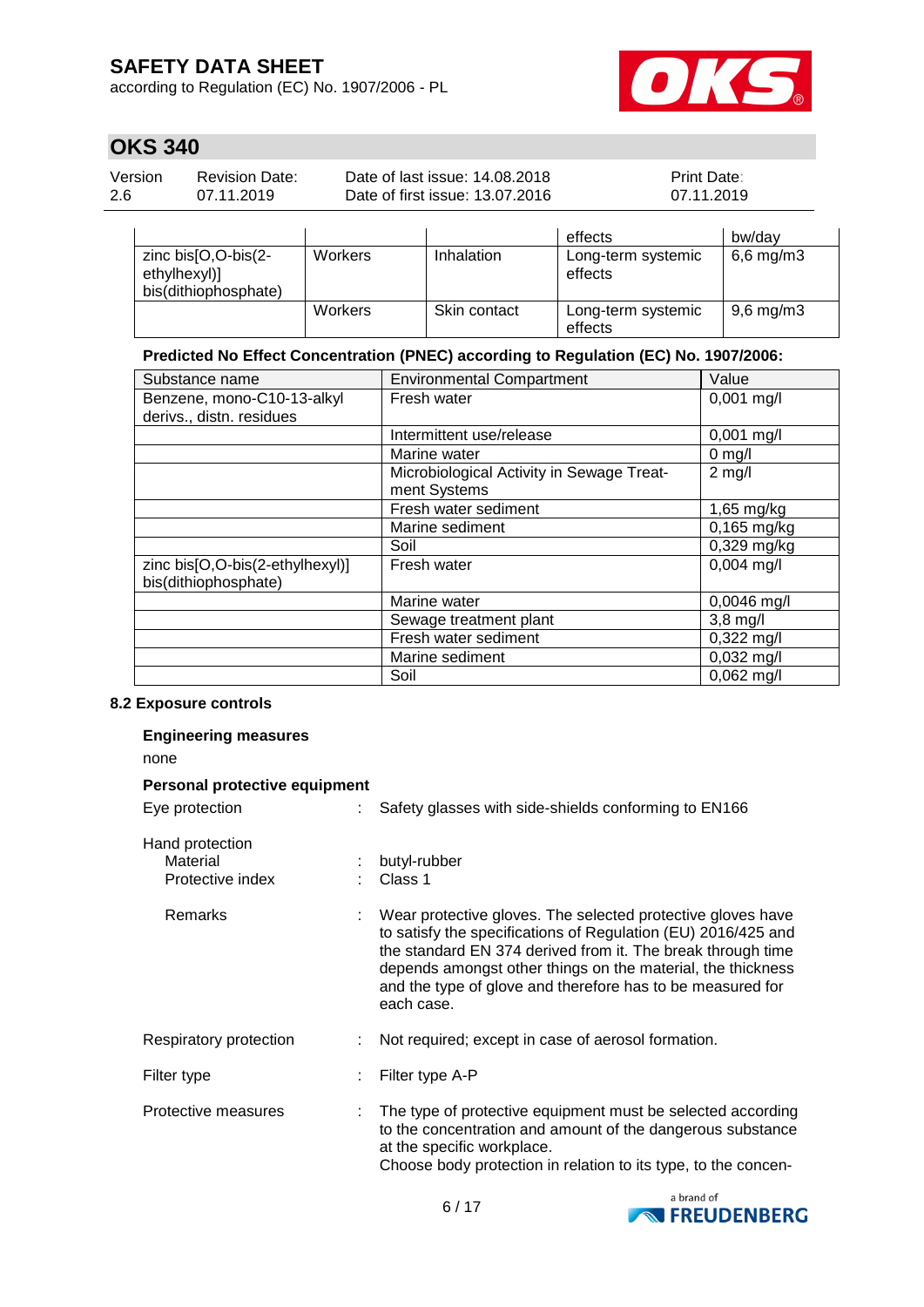| | | | effects | bw/day |
|---|---|---|---|---|
| zinc bis[O,O-bis(2-ethylhexyl)] bis(dithiophosphate) | Workers | Inhalation | Long-term systemic effects | 6,6 mg/m3 |
| | Workers | Skin contact | Long-term systemic effects | 9,6 mg/m3 |

**Predicted No Effect Concentration (PNEC) according to Regulation (EC) No. 1907/2006:**

| Substance name | Environmental Compartment | Value |
|---|---|---|
| Benzene, mono-C10-13-alkyl derivs., distn. residues | Fresh water | 0,001 mg/l |
| | Intermittent use/release | 0,001 mg/l |
| | Marine water | 0 mg/l |
| | Microbiological Activity in Sewage Treatment Systems | 2 mg/l |
| | Fresh water sediment | 1,65 mg/kg |
| | Marine sediment | 0,165 mg/kg |
| | Soil | 0,329 mg/kg |
| zinc bis[O,O-bis(2-ethylhexyl)] bis(dithiophosphate) | Fresh water | 0,004 mg/l |
| | Marine water | 0,0046 mg/l |
| | Sewage treatment plant | 3,8 mg/l |
| | Fresh water sediment | 0,322 mg/l |
| | Marine sediment | 0,032 mg/l |
| | Soil | 0,062 mg/l |

**8.2 Exposure controls**

**Engineering measures**

none

**Personal protective equipment**

Eye protection : Safety glasses with side-shields conforming to EN166

Hand protection
- Material : butyl-rubber
- Protective index : Class 1
- Remarks : Wear protective gloves. The selected protective gloves have to satisfy the specifications of Regulation (EU) 2016/425 and the standard EN 374 derived from it. The break through time depends amongst other things on the material, the thickness and the type of glove and therefore has to be measured for each case.

Respiratory protection : Not required; except in case of aerosol formation.

Filter type : Filter type A-P

Protective measures : The type of protective equipment must be selected according to the concentration and amount of the dangerous substance at the specific workplace.
Choose body protection in relation to its type, to the concen-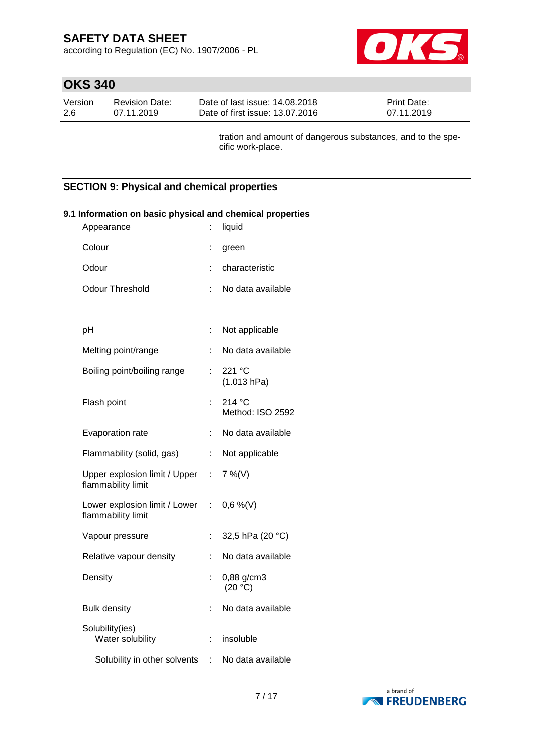tration and amount of dangerous substances, and to the specific work-place.

## SECTION 9: Physical and chemical properties

### 9.1 Information on basic physical and chemical properties

| | | |
|---|---|---|
| Appearance | : | liquid |
| Colour | : | green |
| Odour | : | characteristic |
| Odour Threshold | : | No data available |
| pH | : | Not applicable |
| Melting point/range | : | No data available |
| Boiling point/boiling range | : | 221 °C (1.013 hPa) |
| Flash point | : | 214 °C Method: ISO 2592 |
| Evaporation rate | : | No data available |
| Flammability (solid, gas) | : | Not applicable |
| Upper explosion limit / Upper flammability limit | : | 7 %(V) |
| Lower explosion limit / Lower flammability limit | : | 0,6 %(V) |
| Vapour pressure | : | 32,5 hPa (20 °C) |
| Relative vapour density | : | No data available |
| Density | : | 0,88 g/cm3 (20 °C) |
| Bulk density | : | No data available |
| Solubility(ies) | | |
| Water solubility | : | insoluble |
| Solubility in other solvents | : | No data available |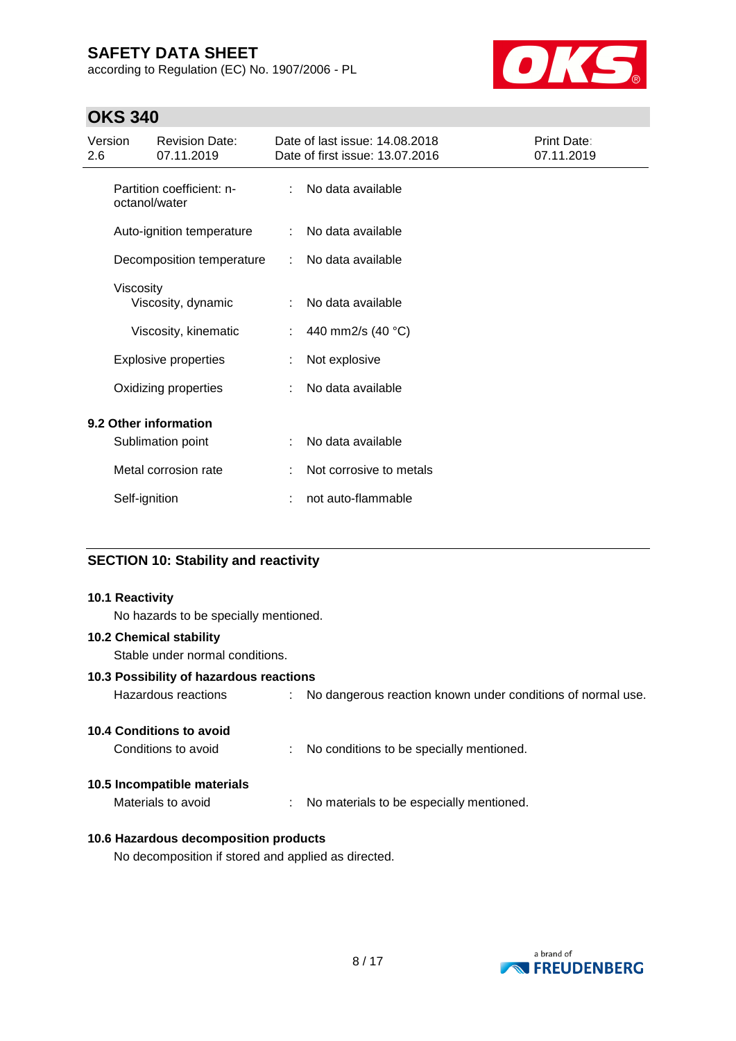| | | |
|---|---|---|
| Partition coefficient: n-octanol/water | : | No data available |
| Auto-ignition temperature | : | No data available |
| Decomposition temperature | : | No data available |
| Viscosity | | |
| Viscosity, dynamic | : | No data available |
| Viscosity, kinematic | : | 440 mm2/s (40 °C) |
| Explosive properties | : | Not explosive |
| Oxidizing properties | : | No data available |

**9.2 Other information**

| | | |
|---|---|---|
| Sublimation point | : | No data available |
| Metal corrosion rate | : | Not corrosive to metals |
| Self-ignition | : | not auto-flammable |

## SECTION 10: Stability and reactivity

**10.1 Reactivity**

No hazards to be specially mentioned.

**10.2 Chemical stability**

Stable under normal conditions.

**10.3 Possibility of hazardous reactions**

Hazardous reactions : No dangerous reaction known under conditions of normal use.

**10.4 Conditions to avoid**

Conditions to avoid : No conditions to be specially mentioned.

**10.5 Incompatible materials**

Materials to avoid : No materials to be especially mentioned.

**10.6 Hazardous decomposition products**

No decomposition if stored and applied as directed.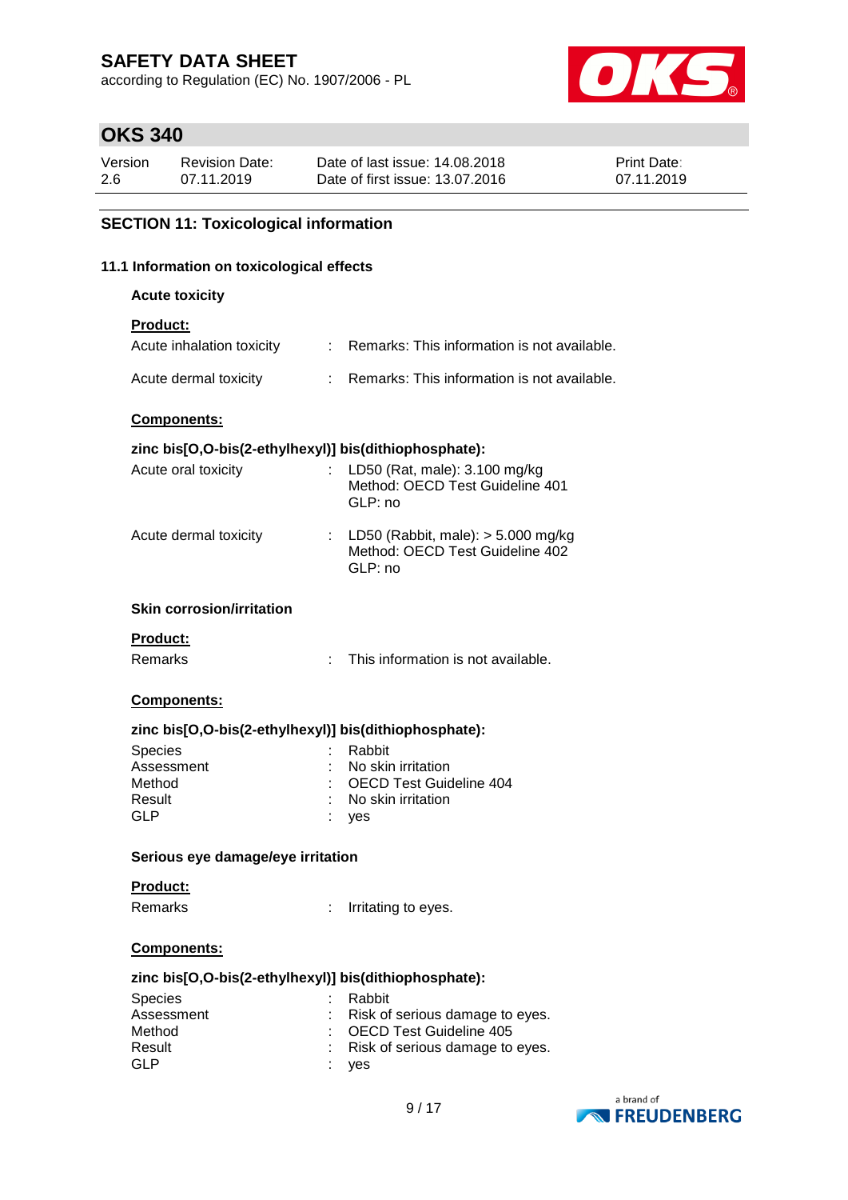## SECTION 11: Toxicological information

### 11.1 Information on toxicological effects

**Acute toxicity**

**Product:**

Acute inhalation toxicity : Remarks: This information is not available.

Acute dermal toxicity : Remarks: This information is not available.

**Components:**

**zinc bis[O,O-bis(2-ethylhexyl)] bis(dithiophosphate):**

Acute oral toxicity : LD50 (Rat, male): 3.100 mg/kg
Method: OECD Test Guideline 401
GLP: no

Acute dermal toxicity : LD50 (Rabbit, male): > 5.000 mg/kg
Method: OECD Test Guideline 402
GLP: no

**Skin corrosion/irritation**

**Product:**

Remarks : This information is not available.

**Components:**

**zinc bis[O,O-bis(2-ethylhexyl)] bis(dithiophosphate):**

Species : Rabbit
Assessment : No skin irritation
Method : OECD Test Guideline 404
Result : No skin irritation
GLP : yes

**Serious eye damage/eye irritation**

**Product:**

Remarks : Irritating to eyes.

**Components:**

**zinc bis[O,O-bis(2-ethylhexyl)] bis(dithiophosphate):**

Species : Rabbit
Assessment : Risk of serious damage to eyes.
Method : OECD Test Guideline 405
Result : Risk of serious damage to eyes.
GLP : yes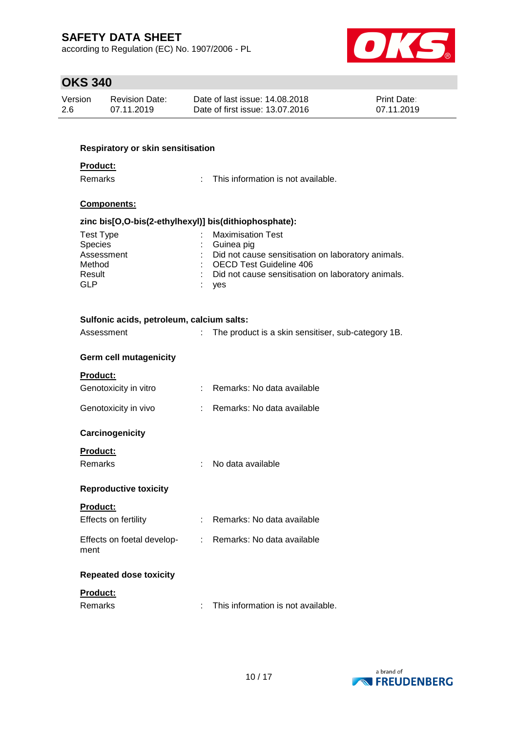**Respiratory or skin sensitisation**

**Product:**

| | | |
|---|---|---|
| Remarks | : | This information is not available. |

**Components:**

**zinc bis[O,O-bis(2-ethylhexyl)] bis(dithiophosphate):**

| | | |
|---|---|---|
| Test Type | : | Maximisation Test |
| Species | : | Guinea pig |
| Assessment | : | Did not cause sensitisation on laboratory animals. |
| Method | : | OECD Test Guideline 406 |
| Result | : | Did not cause sensitisation on laboratory animals. |
| GLP | : | yes |

**Sulfonic acids, petroleum, calcium salts:**

| | | |
|---|---|---|
| Assessment | : | The product is a skin sensitiser, sub-category 1B. |

**Germ cell mutagenicity**

**Product:**

| | | |
|---|---|---|
| Genotoxicity in vitro | : | Remarks: No data available |
| Genotoxicity in vivo | : | Remarks: No data available |

**Carcinogenicity**

**Product:**

| | | |
|---|---|---|
| Remarks | : | No data available |

**Reproductive toxicity**

**Product:**

| | | |
|---|---|---|
| Effects on fertility | : | Remarks: No data available |
| Effects on foetal development | : | Remarks: No data available |

**Repeated dose toxicity**

**Product:**

| | | |
|---|---|---|
| Remarks | : | This information is not available. |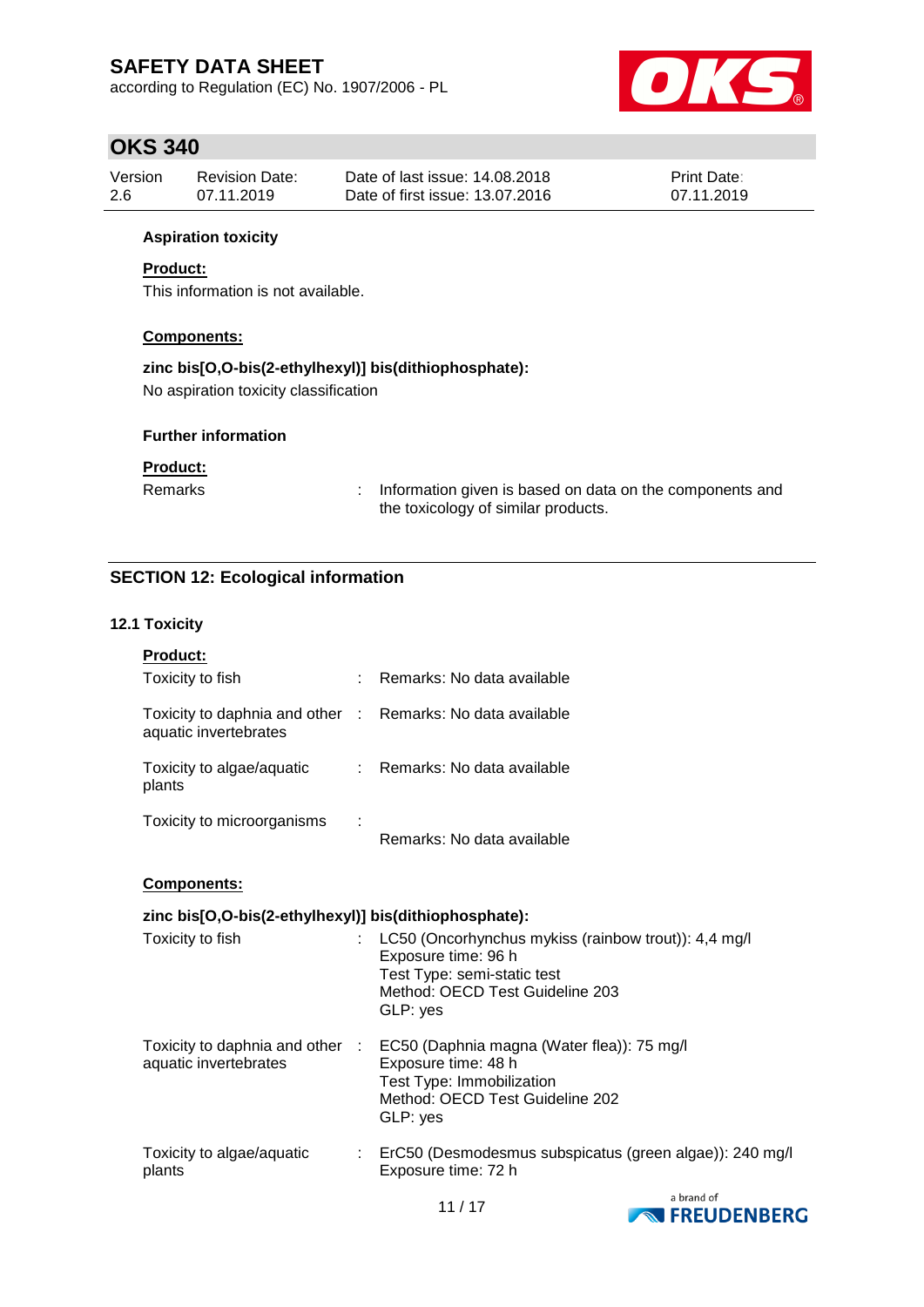**Aspiration toxicity**

**Product:**

This information is not available.

**Components:**

**zinc bis[O,O-bis(2-ethylhexyl)] bis(dithiophosphate):**

No aspiration toxicity classification

**Further information**

**Product:**

| | | |
|---|---|---|
| Remarks | : | Information given is based on data on the components and the toxicology of similar products. |

## SECTION 12: Ecological information

### 12.1 Toxicity

**Product:**

| | | |
|---|---|---|
| Toxicity to fish | : | Remarks: No data available |
| Toxicity to daphnia and other aquatic invertebrates | : | Remarks: No data available |
| Toxicity to algae/aquatic plants | : | Remarks: No data available |
| Toxicity to microorganisms | : | Remarks: No data available |

**Components:**

**zinc bis[O,O-bis(2-ethylhexyl)] bis(dithiophosphate):**

| | | |
|---|---|---|
| Toxicity to fish | : | LC50 (Oncorhynchus mykiss (rainbow trout)): 4,4 mg/l<br>Exposure time: 96 h<br>Test Type: semi-static test<br>Method: OECD Test Guideline 203<br>GLP: yes |
| Toxicity to daphnia and other aquatic invertebrates | : | EC50 (Daphnia magna (Water flea)): 75 mg/l<br>Exposure time: 48 h<br>Test Type: Immobilization<br>Method: OECD Test Guideline 202<br>GLP: yes |
| Toxicity to algae/aquatic plants | : | ErC50 (Desmodesmus subspicatus (green algae)): 240 mg/l<br>Exposure time: 72 h |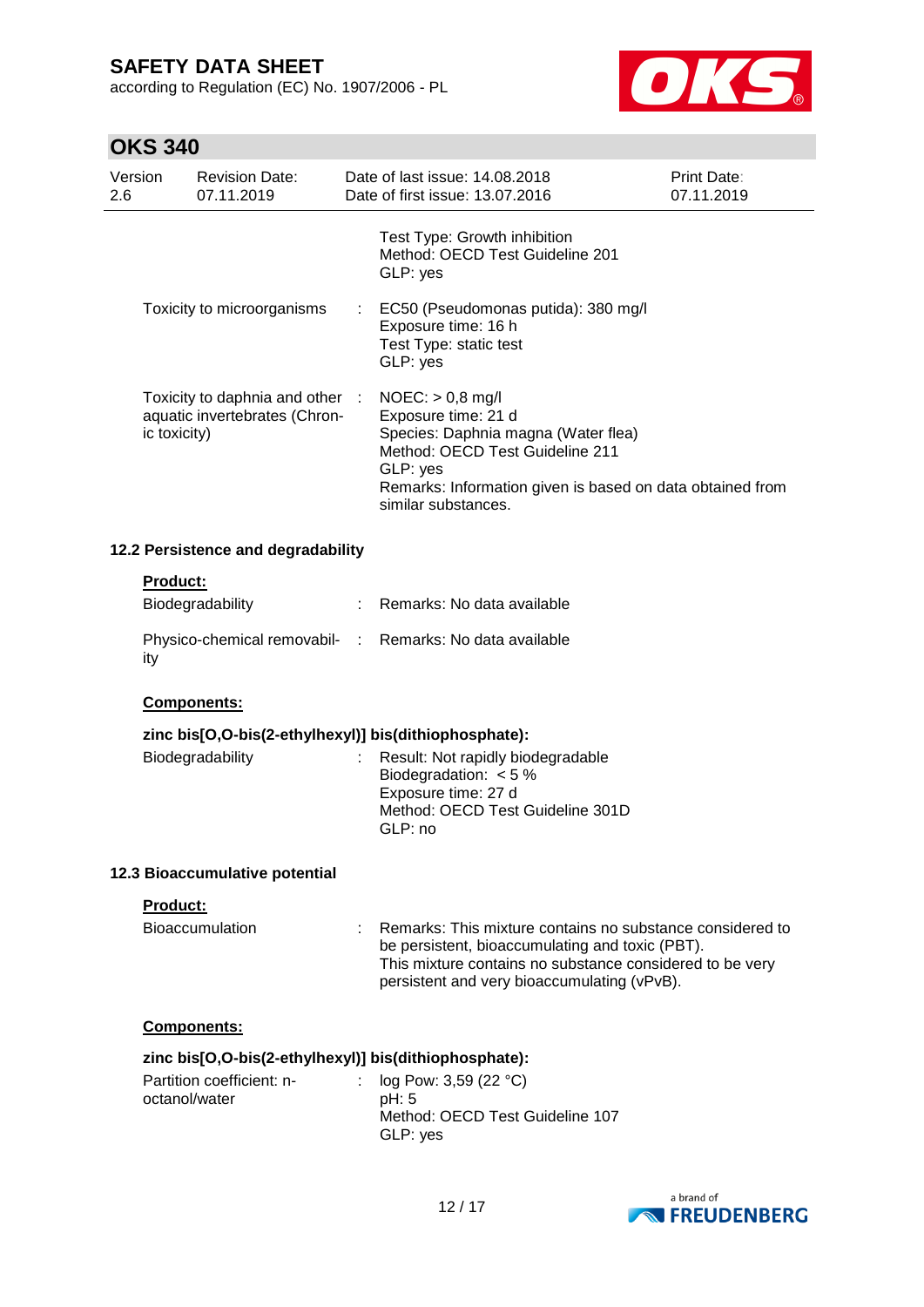| | | |
|---|---|---|
| | | Test Type: Growth inhibition<br>Method: OECD Test Guideline 201<br>GLP: yes |
| Toxicity to microorganisms | : | EC50 (Pseudomonas putida): 380 mg/l<br>Exposure time: 16 h<br>Test Type: static test<br>GLP: yes |
| Toxicity to daphnia and other aquatic invertebrates (Chronic toxicity) | : | NOEC: > 0,8 mg/l<br>Exposure time: 21 d<br>Species: Daphnia magna (Water flea)<br>Method: OECD Test Guideline 211<br>GLP: yes<br>Remarks: Information given is based on data obtained from similar substances. |

### 12.2 Persistence and degradability

**Product:**

| | | |
|---|---|---|
| Biodegradability | : | Remarks: No data available |
| Physico-chemical removability | : | Remarks: No data available |

**Components:**

**zinc bis[O,O-bis(2-ethylhexyl)] bis(dithiophosphate):**

| | | |
|---|---|---|
| Biodegradability | : | Result: Not rapidly biodegradable<br>Biodegradation: < 5 %<br>Exposure time: 27 d<br>Method: OECD Test Guideline 301D<br>GLP: no |

### 12.3 Bioaccumulative potential

**Product:**

| | | |
|---|---|---|
| Bioaccumulation | : | Remarks: This mixture contains no substance considered to be persistent, bioaccumulating and toxic (PBT).<br>This mixture contains no substance considered to be very persistent and very bioaccumulating (vPvB). |

**Components:**

**zinc bis[O,O-bis(2-ethylhexyl)] bis(dithiophosphate):**

| | | |
|---|---|---|
| Partition coefficient: n-octanol/water | : | log Pow: 3,59 (22 °C)<br>pH: 5<br>Method: OECD Test Guideline 107<br>GLP: yes |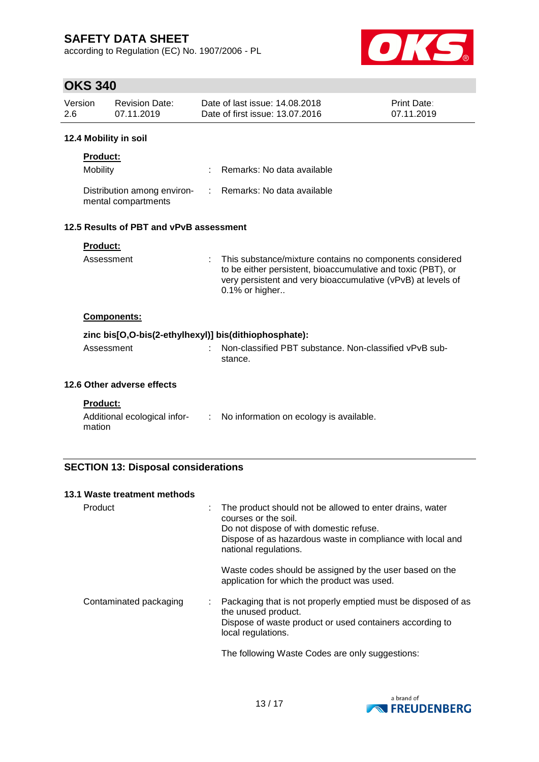### 12.4 Mobility in soil

**Product:**

| | | |
|---|---|---|
| Mobility | : | Remarks: No data available |
| Distribution among environmental compartments | : | Remarks: No data available |

### 12.5 Results of PBT and vPvB assessment

**Product:**

| | | |
|---|---|---|
| Assessment | : | This substance/mixture contains no components considered to be either persistent, bioaccumulative and toxic (PBT), or very persistent and very bioaccumulative (vPvB) at levels of 0.1% or higher.. |

**Components:**

**zinc bis[O,O-bis(2-ethylhexyl)] bis(dithiophosphate):**

| | | |
|---|---|---|
| Assessment | : | Non-classified PBT substance. Non-classified vPvB substance. |

### 12.6 Other adverse effects

**Product:**

| | | |
|---|---|---|
| Additional ecological information | : | No information on ecology is available. |

## SECTION 13: Disposal considerations

### 13.1 Waste treatment methods

| | | |
|---|---|---|
| Product | : | The product should not be allowed to enter drains, water courses or the soil.<br>Do not dispose of with domestic refuse.<br>Dispose of as hazardous waste in compliance with local and national regulations.<br><br>Waste codes should be assigned by the user based on the application for which the product was used. |
| Contaminated packaging | : | Packaging that is not properly emptied must be disposed of as the unused product.<br>Dispose of waste product or used containers according to local regulations.<br><br>The following Waste Codes are only suggestions: |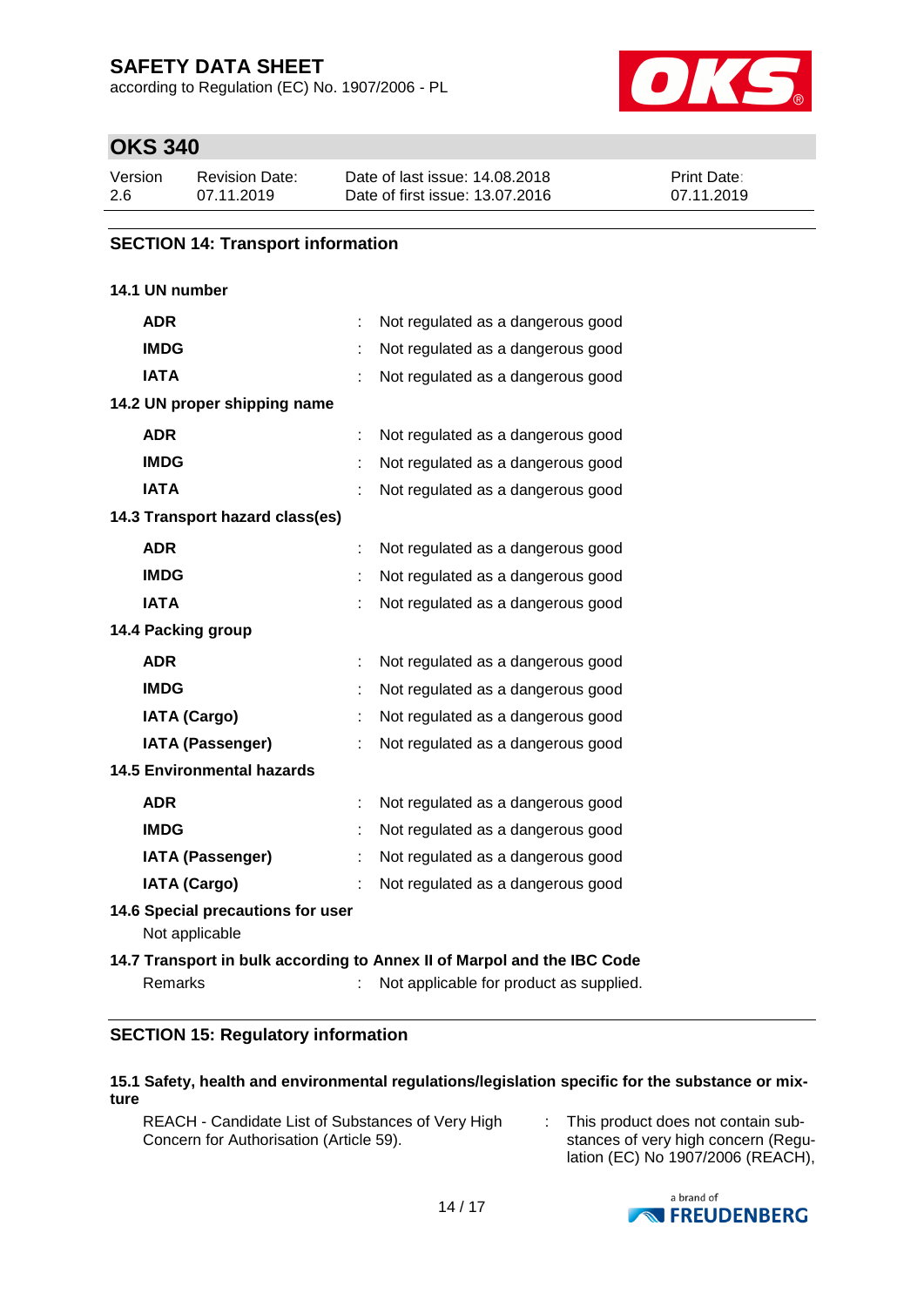## SECTION 14: Transport information

### 14.1 UN number

| | | |
|---|---|---|
| **ADR** | : | Not regulated as a dangerous good |
| **IMDG** | : | Not regulated as a dangerous good |
| **IATA** | : | Not regulated as a dangerous good |

### 14.2 UN proper shipping name

| | | |
|---|---|---|
| **ADR** | : | Not regulated as a dangerous good |
| **IMDG** | : | Not regulated as a dangerous good |
| **IATA** | : | Not regulated as a dangerous good |

### 14.3 Transport hazard class(es)

| | | |
|---|---|---|
| **ADR** | : | Not regulated as a dangerous good |
| **IMDG** | : | Not regulated as a dangerous good |
| **IATA** | : | Not regulated as a dangerous good |

### 14.4 Packing group

| | | |
|---|---|---|
| **ADR** | : | Not regulated as a dangerous good |
| **IMDG** | : | Not regulated as a dangerous good |
| **IATA (Cargo)** | : | Not regulated as a dangerous good |
| **IATA (Passenger)** | : | Not regulated as a dangerous good |

### 14.5 Environmental hazards

| | | |
|---|---|---|
| **ADR** | : | Not regulated as a dangerous good |
| **IMDG** | : | Not regulated as a dangerous good |
| **IATA (Passenger)** | : | Not regulated as a dangerous good |
| **IATA (Cargo)** | : | Not regulated as a dangerous good |

### 14.6 Special precautions for user

Not applicable

### 14.7 Transport in bulk according to Annex II of Marpol and the IBC Code

Remarks : Not applicable for product as supplied.

## SECTION 15: Regulatory information

### 15.1 Safety, health and environmental regulations/legislation specific for the substance or mixture

REACH - Candidate List of Substances of Very High Concern for Authorisation (Article 59). : This product does not contain substances of very high concern (Regulation (EC) No 1907/2006 (REACH),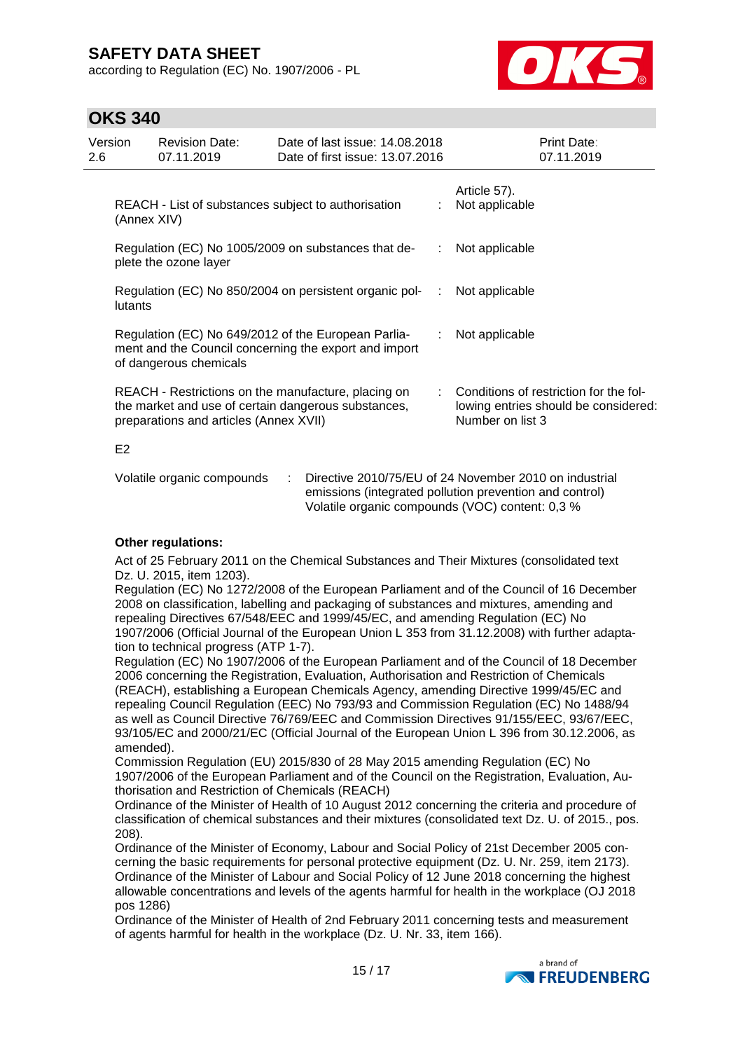| | | |
|---|---|---|
| | | Article 57). |
| REACH - List of substances subject to authorisation (Annex XIV) | : | Not applicable |
| Regulation (EC) No 1005/2009 on substances that deplete the ozone layer | : | Not applicable |
| Regulation (EC) No 850/2004 on persistent organic pollutants | : | Not applicable |
| Regulation (EC) No 649/2012 of the European Parliament and the Council concerning the export and import of dangerous chemicals | : | Not applicable |
| REACH - Restrictions on the manufacture, placing on the market and use of certain dangerous substances, preparations and articles (Annex XVII) | : | Conditions of restriction for the following entries should be considered: Number on list 3 |

E2

Volatile organic compounds : Directive 2010/75/EU of 24 November 2010 on industrial emissions (integrated pollution prevention and control) Volatile organic compounds (VOC) content: 0,3 %

**Other regulations:**

Act of 25 February 2011 on the Chemical Substances and Their Mixtures (consolidated text Dz. U. 2015, item 1203).
Regulation (EC) No 1272/2008 of the European Parliament and of the Council of 16 December 2008 on classification, labelling and packaging of substances and mixtures, amending and repealing Directives 67/548/EEC and 1999/45/EC, and amending Regulation (EC) No 1907/2006 (Official Journal of the European Union L 353 from 31.12.2008) with further adaptation to technical progress (ATP 1-7).
Regulation (EC) No 1907/2006 of the European Parliament and of the Council of 18 December 2006 concerning the Registration, Evaluation, Authorisation and Restriction of Chemicals (REACH), establishing a European Chemicals Agency, amending Directive 1999/45/EC and repealing Council Regulation (EEC) No 793/93 and Commission Regulation (EC) No 1488/94 as well as Council Directive 76/769/EEC and Commission Directives 91/155/EEC, 93/67/EEC, 93/105/EC and 2000/21/EC (Official Journal of the European Union L 396 from 30.12.2006, as amended).
Commission Regulation (EU) 2015/830 of 28 May 2015 amending Regulation (EC) No 1907/2006 of the European Parliament and of the Council on the Registration, Evaluation, Authorisation and Restriction of Chemicals (REACH)
Ordinance of the Minister of Health of 10 August 2012 concerning the criteria and procedure of classification of chemical substances and their mixtures (consolidated text Dz. U. of 2015., pos. 208).
Ordinance of the Minister of Economy, Labour and Social Policy of 21st December 2005 concerning the basic requirements for personal protective equipment (Dz. U. Nr. 259, item 2173).
Ordinance of the Minister of Labour and Social Policy of 12 June 2018 concerning the highest allowable concentrations and levels of the agents harmful for health in the workplace (OJ 2018 pos 1286)
Ordinance of the Minister of Health of 2nd February 2011 concerning tests and measurement of agents harmful for health in the workplace (Dz. U. Nr. 33, item 166).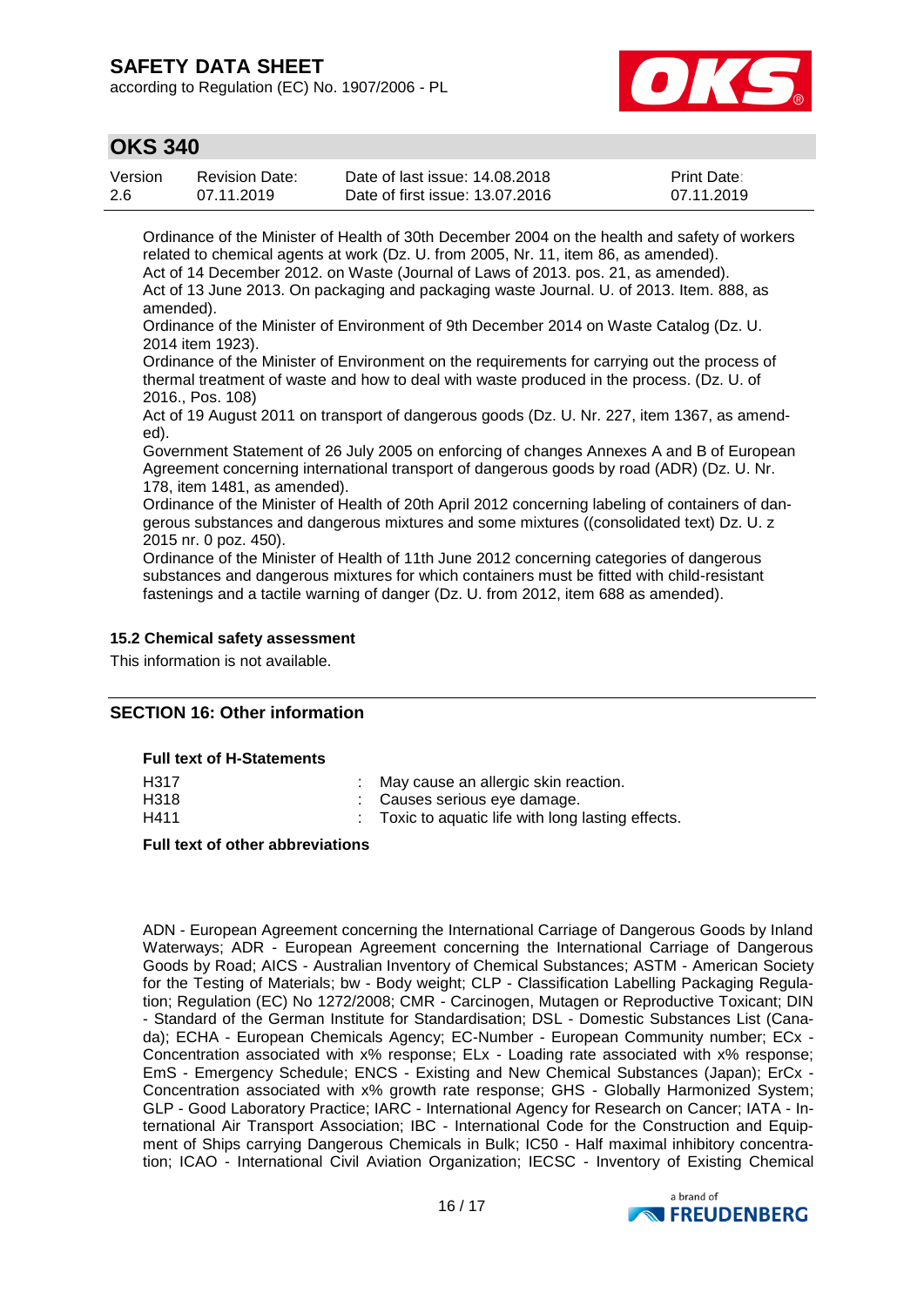Ordinance of the Minister of Health of 30th December 2004 on the health and safety of workers related to chemical agents at work (Dz. U. from 2005, Nr. 11, item 86, as amended).
Act of 14 December 2012. on Waste (Journal of Laws of 2013. pos. 21, as amended).
Act of 13 June 2013. On packaging and packaging waste Journal. U. of 2013. Item. 888, as amended).
Ordinance of the Minister of Environment of 9th December 2014 on Waste Catalog (Dz. U. 2014 item 1923).
Ordinance of the Minister of Environment on the requirements for carrying out the process of thermal treatment of waste and how to deal with waste produced in the process. (Dz. U. of 2016., Pos. 108)
Act of 19 August 2011 on transport of dangerous goods (Dz. U. Nr. 227, item 1367, as amended).
Government Statement of 26 July 2005 on enforcing of changes Annexes A and B of European Agreement concerning international transport of dangerous goods by road (ADR) (Dz. U. Nr. 178, item 1481, as amended).
Ordinance of the Minister of Health of 20th April 2012 concerning labeling of containers of dangerous substances and dangerous mixtures and some mixtures ((consolidated text) Dz. U. z 2015 nr. 0 poz. 450).
Ordinance of the Minister of Health of 11th June 2012 concerning categories of dangerous substances and dangerous mixtures for which containers must be fitted with child-resistant fastenings and a tactile warning of danger (Dz. U. from 2012, item 688 as amended).

### 15.2 Chemical safety assessment

This information is not available.

## SECTION 16: Other information

**Full text of H-Statements**

| | | |
|---|---|---|
| H317 | : | May cause an allergic skin reaction. |
| H318 | : | Causes serious eye damage. |
| H411 | : | Toxic to aquatic life with long lasting effects. |

**Full text of other abbreviations**

ADN - European Agreement concerning the International Carriage of Dangerous Goods by Inland Waterways; ADR - European Agreement concerning the International Carriage of Dangerous Goods by Road; AICS - Australian Inventory of Chemical Substances; ASTM - American Society for the Testing of Materials; bw - Body weight; CLP - Classification Labelling Packaging Regulation; Regulation (EC) No 1272/2008; CMR - Carcinogen, Mutagen or Reproductive Toxicant; DIN - Standard of the German Institute for Standardisation; DSL - Domestic Substances List (Canada); ECHA - European Chemicals Agency; EC-Number - European Community number; ECx - Concentration associated with x% response; ELx - Loading rate associated with x% response; EmS - Emergency Schedule; ENCS - Existing and New Chemical Substances (Japan); ErCx - Concentration associated with x% growth rate response; GHS - Globally Harmonized System; GLP - Good Laboratory Practice; IARC - International Agency for Research on Cancer; IATA - International Air Transport Association; IBC - International Code for the Construction and Equipment of Ships carrying Dangerous Chemicals in Bulk; IC50 - Half maximal inhibitory concentration; ICAO - International Civil Aviation Organization; IECSC - Inventory of Existing Chemical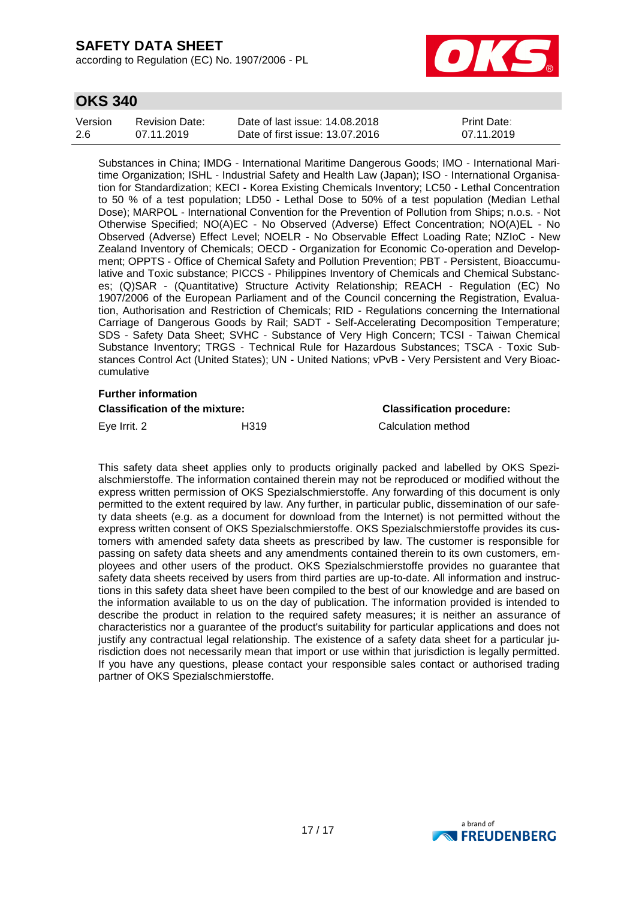Substances in China; IMDG - International Maritime Dangerous Goods; IMO - International Maritime Organization; ISHL - Industrial Safety and Health Law (Japan); ISO - International Organisation for Standardization; KECI - Korea Existing Chemicals Inventory; LC50 - Lethal Concentration to 50 % of a test population; LD50 - Lethal Dose to 50% of a test population (Median Lethal Dose); MARPOL - International Convention for the Prevention of Pollution from Ships; n.o.s. - Not Otherwise Specified; NO(A)EC - No Observed (Adverse) Effect Concentration; NO(A)EL - No Observed (Adverse) Effect Level; NOELR - No Observable Effect Loading Rate; NZIoC - New Zealand Inventory of Chemicals; OECD - Organization for Economic Co-operation and Development; OPPTS - Office of Chemical Safety and Pollution Prevention; PBT - Persistent, Bioaccumulative and Toxic substance; PICCS - Philippines Inventory of Chemicals and Chemical Substances; (Q)SAR - (Quantitative) Structure Activity Relationship; REACH - Regulation (EC) No 1907/2006 of the European Parliament and of the Council concerning the Registration, Evaluation, Authorisation and Restriction of Chemicals; RID - Regulations concerning the International Carriage of Dangerous Goods by Rail; SADT - Self-Accelerating Decomposition Temperature; SDS - Safety Data Sheet; SVHC - Substance of Very High Concern; TCSI - Taiwan Chemical Substance Inventory; TRGS - Technical Rule for Hazardous Substances; TSCA - Toxic Substances Control Act (United States); UN - United Nations; vPvB - Very Persistent and Very Bioaccumulative

**Further information**

| **Classification of the mixture:** | | **Classification procedure:** |
|---|---|---|
| Eye Irrit. 2 | H319 | Calculation method |

This safety data sheet applies only to products originally packed and labelled by OKS Spezialschmierstoffe. The information contained therein may not be reproduced or modified without the express written permission of OKS Spezialschmierstoffe. Any forwarding of this document is only permitted to the extent required by law. Any further, in particular public, dissemination of our safety data sheets (e.g. as a document for download from the Internet) is not permitted without the express written consent of OKS Spezialschmierstoffe. OKS Spezialschmierstoffe provides its customers with amended safety data sheets as prescribed by law. The customer is responsible for passing on safety data sheets and any amendments contained therein to its own customers, employees and other users of the product. OKS Spezialschmierstoffe provides no guarantee that safety data sheets received by users from third parties are up-to-date. All information and instructions in this safety data sheet have been compiled to the best of our knowledge and are based on the information available to us on the day of publication. The information provided is intended to describe the product in relation to the required safety measures; it is neither an assurance of characteristics nor a guarantee of the product's suitability for particular applications and does not justify any contractual legal relationship. The existence of a safety data sheet for a particular jurisdiction does not necessarily mean that import or use within that jurisdiction is legally permitted. If you have any questions, please contact your responsible sales contact or authorised trading partner of OKS Spezialschmierstoffe.